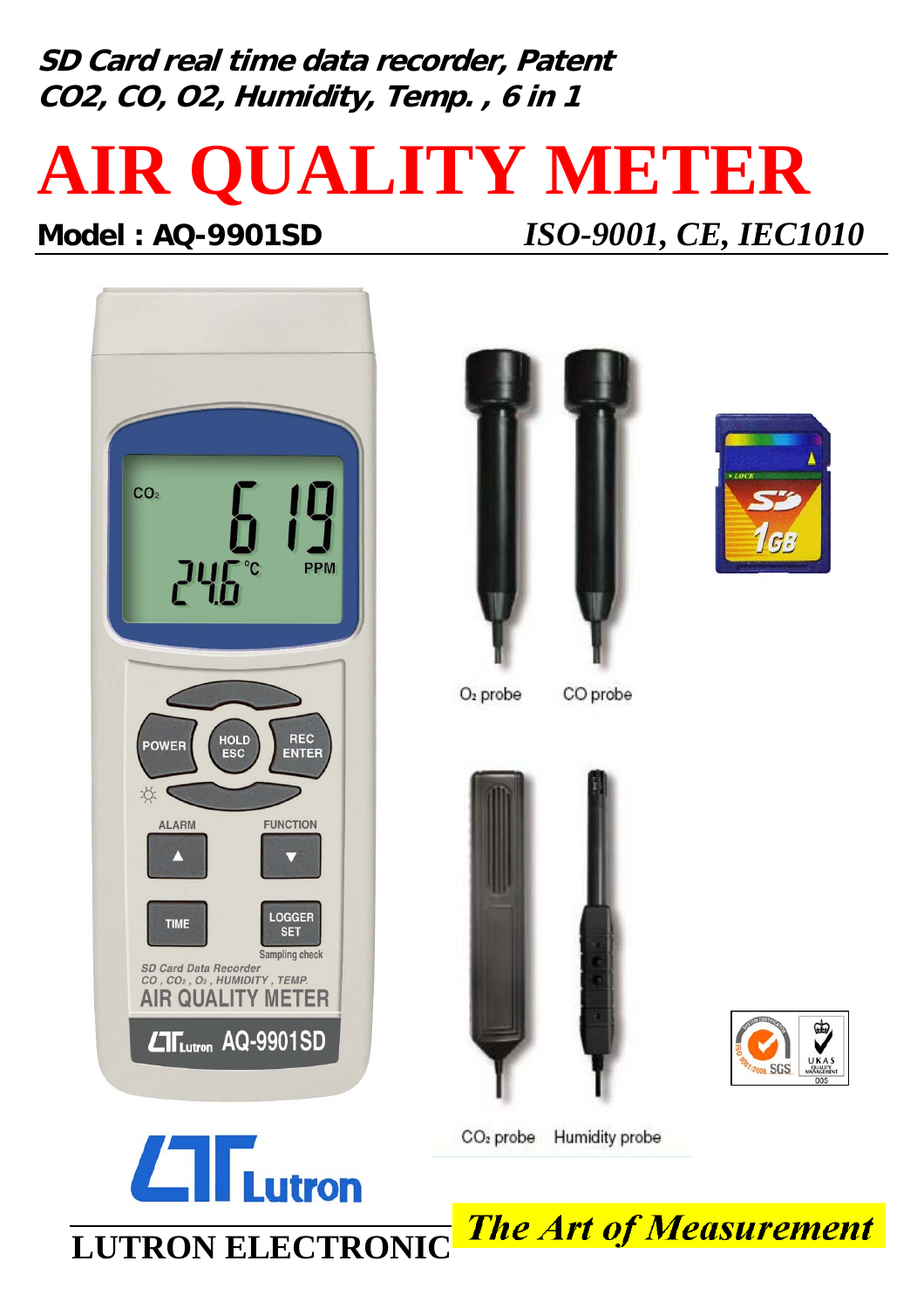**SD Card real time data recorder, Patent**
**$CO_2$, CO, $O_2$, Humidity, Temp. , 6 in 1**

# AIR QUALITY METER

**Model : AQ-9901SD** *ISO-9001, CE, IEC1010*

$O_2$ probe CO probe

$CO_2$ probe Humidity probe

**LUTRON ELECTRONIC** *The Art of Measurement*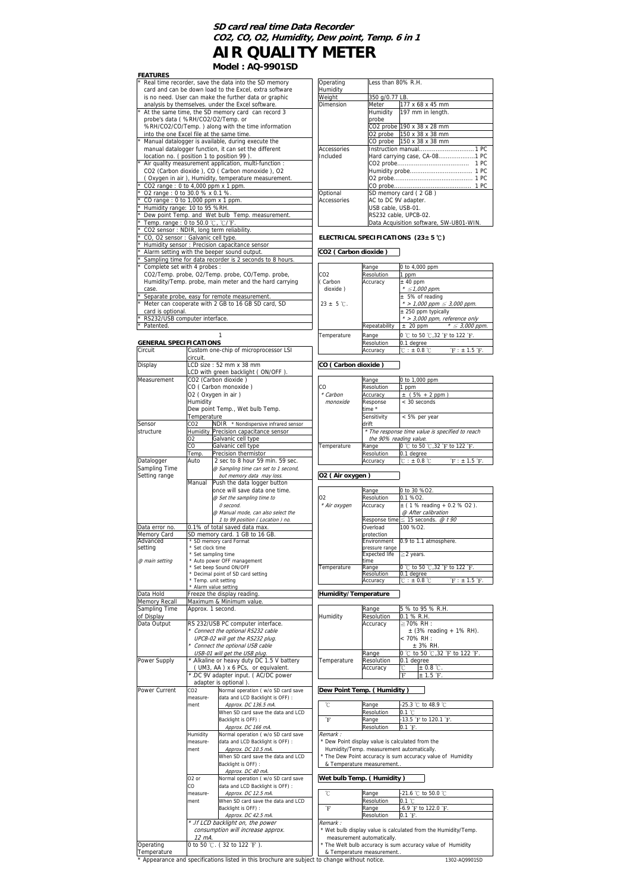**SD card real time Data Recorder**
**$CO_2$, CO, $O_2$, Humidity, Dew point, Temp. 6 in 1**

# AIR QUALITY METER

**Model : AQ-9901SD**

## FEATURES

- Real time recorder, save the data into the SD memory card and can be down load to the Excel, extra software is no need. User can make the further data or graphic analysis by themselves. under the Excel software.
- At the same time, the SD memory card can record 3 probe's data ( %RH/CO2/O2/Temp. or %RH/CO2/CO/Temp. ) along with the time information into the one Excel file at the same time.
- Manual datalogger is available, during execute the manual datalogger function, it can set the different location no. ( position 1 to position 99 ).
- Air quality measurement application, multi-function : CO2 (Carbon dioxide ), CO ( Carbon monoxide ), O2 ( Oxygen in air ), Humidity, temperature measurement.
- CO2 range : 0 to 4,000 ppm x 1 ppm.
- O2 range : 0 to 30.0 % x 0.1 %.
- CO range : 0 to 1,000 ppm x 1 ppm.
- Humidity range: 10 to 95 %RH.
- Dew point Temp. and Wet bulb Temp. measurement.
- Temp. range : 0 to 50.0 ℃, ℃/℉.
- CO2 sensor : NDIR, long term reliability.
- CO, O2 sensor : Galvanic cell type.
- Humidity sensor : Precision capacitance sensor
- Alarm setting with the beeper sound output.
- Sampling time for data recorder is 2 seconds to 8 hours.
- Complete set with 4 probes : CO2/Temp. probe, O2/Temp. probe, CO/Temp. probe, Humidity/Temp. probe, main meter and the hard carrying case.
- Separate probe, easy for remote measurement.
- Meter can cooperate with 2 GB to 16 GB SD card, SD card is optional.
- RS232/USB computer interface.
- Patented.

## GENERAL SPECIFICATIONS

| | | |
|---|---|---|
| Circuit | Custom one-chip of microprocessor LSI circuit. | |
| Display | LCD size : 52 mm x 38 mm<br>LCD with green backlight ( ON/OFF ). | |
| Measurement | CO2 (Carbon dioxide )<br>CO ( Carbon monoxide )<br>O2 ( Oxygen in air )<br>Humidity<br>Dew point Temp., Wet bulb Temp.<br>Temperature | |
| Sensor structure | CO2 | NDIR * Nondispersive infrared sensor |
| | Humidity | Precision capacitance sensor |
| | O2 | Galvanic cell type |
| | CO | Galvanic cell type |
| | Temp. | Precision thermistor |
| Datalogger Sampling Time Setting range | Auto | 2 sec to 8 hour 59 min. 59 sec.<br>*@ Sampling time can set to 1 second, but memory data may loss.* |
| | Manual | Push the data logger button once will save data one time.<br>*@ Set the sampling time to 0 second.*<br>*@ Manual mode, can also select the 1 to 99 position ( Location ) no.* |
| Data error no. | 0.1% of total saved data max. | |
| Memory Card | SD memory card. 1 GB to 16 GB. | |
| Advanced setting<br><br>*@ main setting* | * SD memory card Format<br>* Set clock time<br>* Set sampling time<br>* Auto power OFF management<br>* Set beep Sound ON/OFF<br>* Decimal point of SD card setting<br>* Temp. unit setting<br>* Alarm value setting | |
| Data Hold | Freeze the display reading. | |
| Memory Recall | Maximum & Minimum value. | |
| Sampling Time of Display | Approx. 1 second. | |
| Data Output | RS 232/USB PC computer interface.<br>*\* Connect the optional RS232 cable UPCB-02 will get the RS232 plug.*<br>*\* Connect the optional USB cable USB-01 will get the USB plug.* | |
| Power Supply | *.Alkaline or heavy duty DC 1.5 V battery ( UM3, AA ) x 6 PCs, or equivalent.<br>*.DC 9V adapter input. ( AC/DC power adapter is optional ). | |
| Power Current | CO2 measure-ment | Normal operation ( w/o SD card save data and LCD Backlight is OFF ) : *Approx. DC 136.5 mA.*<br>When SD card save the data and LCD Backlight is OFF) : *Approx. DC 166 mA.* |
| | Humidity measure-ment | Normal operation ( w/o SD card save data and LCD Backlight is OFF) : *Approx. DC 10.5 mA.*<br>When SD card save the data and LCD Backlight is OFF) : *Approx. DC 40 mA.* |
| | O2 or CO measure-ment | Normal operation ( w/o SD card save data and LCD Backlight is OFF) : *Approx. DC 12.5 mA.*<br>When SD card save the data and LCD Backlight is OFF) : *Approx. DC 42.5 mA.* |
| | *\*.If LCD backlight on, the power consumption will increase approx. 12 mA.* | |
| Operating Temperature | 0 to 50 ℃. ( 32 to 122 ℉ ). | |
| Operating Humidity | Less than 80% R.H. | |
| Weight | 350 g/0.77 LB. | |
| Dimension | Meter | 177 x 68 x 45 mm |
| | Humidity probe | 197 mm in length. |
| | CO2 probe | 190 x 38 x 28 mm |
| | O2 probe | 150 x 38 x 38 mm |
| | CO probe | 150 x 38 x 38 mm |
| Accessories Included | Instruction manual....................................1 PC<br>Hard carrying case, CA-08...................1 PC<br>CO2 probe........................................ 1 PC<br>Humidity probe................................... 1 PC<br>O2 probe............................................ 1 PC<br>CO probe............................................ 1 PC | |
| Optional Accessories | SD memory card ( 2 GB )<br>AC to DC 9V adapter.<br>USB cable, USB-01.<br>RS232 cable, UPCB-02.<br>Data Acquisition software, SW-U801-WIN. | |

## ELECTRICAL SPECIFICATIONS (23± 5 ℃)

### CO2 ( Carbon dioxide )

| | | |
|---|---|---|
| CO2 ( Carbon dioxide )<br><br>23 ± 5 ℃. | Range | 0 to 4,000 ppm |
| | Resolution | 1 ppm |
| | Accuracy | ± 40 ppm<br>*\* ≤1,000 ppm.* |
| | | ± 5% of reading<br>*\* > 1,000 ppm ≤ 3,000 ppm.* |
| | | ± 250 ppm typically<br>*\* > 3,000 ppm, reference only* |
| | Repeatability | ± 20 ppm *\* ≤ 3,000 ppm.* |
| Temperature | Range | 0 ℃ to 50 ℃,32 ℉ to 122 ℉. |
| | Resolution | 0.1 degree |
| | Accuracy | ℃ : ± 0.8 ℃ ℉ : ± 1.5 ℉. |

### CO ( Carbon dioxide )

| | | |
|---|---|---|
| CO<br>*\* Carbon monoxide* | Range | 0 to 1,000 ppm |
| | Resolution | 1 ppm |
| | Accuracy | ± ( 5% + 2 ppm ) |
| | Response time * | < 30 seconds |
| | Sensitivity drift | < 5% per year |
| | *\* The response time value is specified to reach the 90% reading value.* | |
| Temperature | Range | 0 ℃ to 50 ℃,32 ℉ to 122 ℉. |
| | Resolution | 0.1 degree |
| | Accuracy | ℃ : ± 0.8 ℃ ℉ : ± 1.5 ℉. |

### O2 ( Air oxygen )

| | | |
|---|---|---|
| O2<br>*\* Air oxygen* | Range | 0 to 30 % O2. |
| | Resolution | 0.1 % O2. |
| | Accuracy | ± ( 1 % reading + 0.2 % O2 ).<br>*@ After calibration* |
| | Response time | ≤ 15 seconds. *@ t 90* |
| | Overload protection | 100 % O2. |
| | Environment pressure range | 0.9 to 1.1 atmosphere. |
| | Expected life time | ≥2 years. |
| Temperature | Range | 0 ℃ to 50 ℃,32 ℉ to 122 ℉. |
| | Resolution | 0.1 degree |
| | Accuracy | ℃ : ± 0.8 ℃ ℉ : ± 1.5 ℉. |

### Humidity/Temperature

| | | | |
|---|---|---|---|
| Humidity | Range | 5 % to 95 % R.H. | |
| | Resolution | 0.1 % R.H. | |
| | Accuracy | ≥70% RH :<br>± (3% reading + 1% RH).<br>< 70% RH :<br>± 3% RH. | |
| Temperature | Range | 0 ℃ to 50 ℃,32 ℉ to 122 ℉. | |
| | Resolution | 0.1 degree | |
| | Accuracy | ℃ | ± 0.8 ℃. |
| | | ℉ | ± 1.5 ℉. |

### Dew Point Temp. ( Humidity )

| | | |
|---|---|---|
| ℃ | Range | -25.3 ℃ to 48.9 ℃ |
| | Resolution | 0.1 ℃ |
| ℉ | Range | -13.5 ℉ to 120.1 ℉. |
| | Resolution | 0.1 ℉. |

*Remark :*

\* Dew Point display value is calculated from the Humidity/Temp. measurement automatically.

\* The Dew Point accuracy is sum accuracy value of Humidity & Temperature measurement..

### Wet bulb Temp. ( Humidity )

| | | |
|---|---|---|
| ℃ | Range | -21.6 ℃ to 50.0 ℃ |
| | Resolution | 0.1 ℃ |
| ℉ | Range | -6.9 ℉ to 122.0 ℉. |
| | Resolution | 0.1 ℉. |

*Remark :*

\* Wet bulb display value is calculated from the Humidity/Temp. measurement automatically.

\* The Welt bulb accuracy is sum accuracy value of Humidity & Temperature measurement..

\* Appearance and specifications listed in this brochure are subject to change without notice.

1302-AQ9901SD